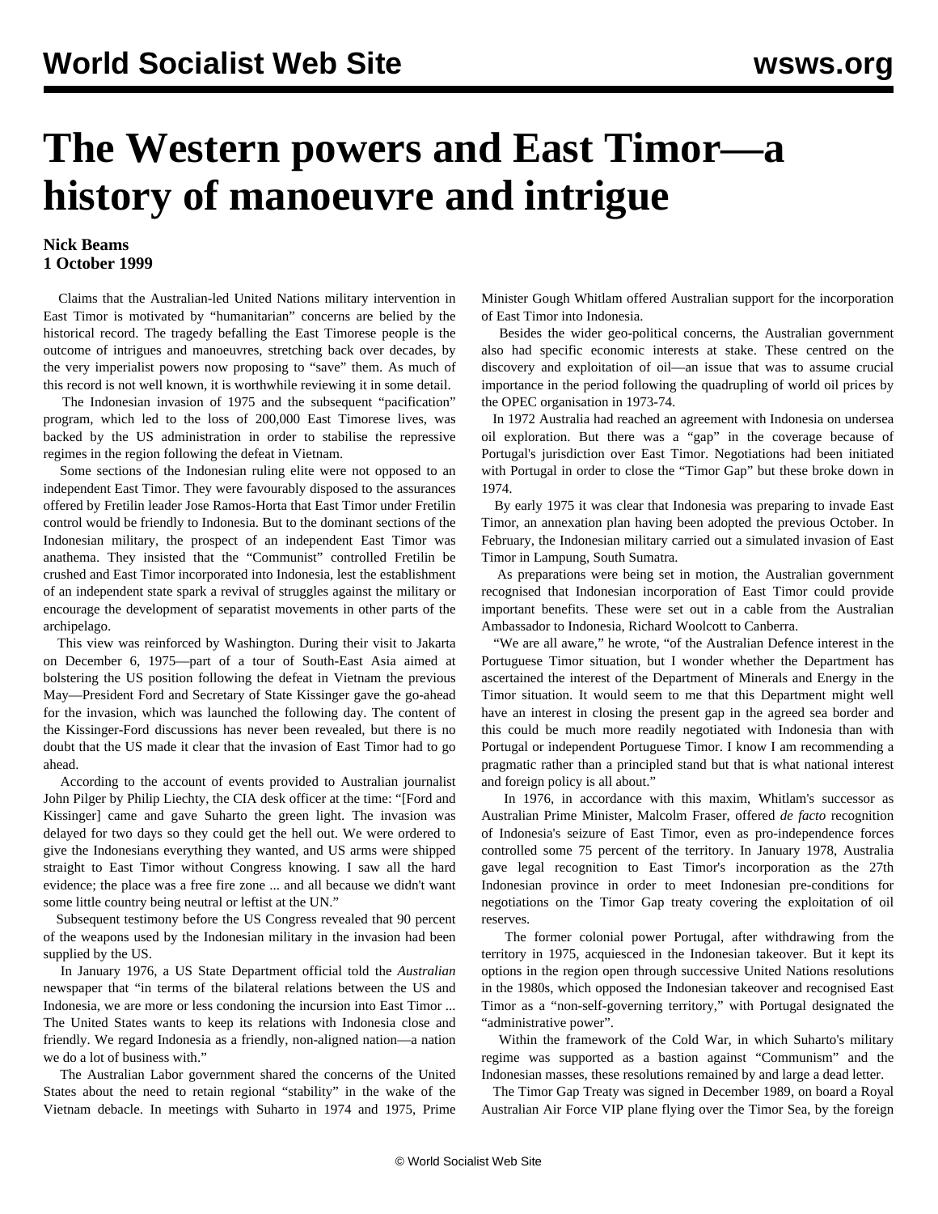# The Western powers and East Timor—a history of manoeuvre and intrigue

**Nick Beams**
**1 October 1999**

Claims that the Australian-led United Nations military intervention in East Timor is motivated by "humanitarian" concerns are belied by the historical record. The tragedy befalling the East Timorese people is the outcome of intrigues and manoeuvres, stretching back over decades, by the very imperialist powers now proposing to "save" them. As much of this record is not well known, it is worthwhile reviewing it in some detail.

The Indonesian invasion of 1975 and the subsequent "pacification" program, which led to the loss of 200,000 East Timorese lives, was backed by the US administration in order to stabilise the repressive regimes in the region following the defeat in Vietnam.

Some sections of the Indonesian ruling elite were not opposed to an independent East Timor. They were favourably disposed to the assurances offered by Fretilin leader Jose Ramos-Horta that East Timor under Fretilin control would be friendly to Indonesia. But to the dominant sections of the Indonesian military, the prospect of an independent East Timor was anathema. They insisted that the "Communist" controlled Fretilin be crushed and East Timor incorporated into Indonesia, lest the establishment of an independent state spark a revival of struggles against the military or encourage the development of separatist movements in other parts of the archipelago.

This view was reinforced by Washington. During their visit to Jakarta on December 6, 1975—part of a tour of South-East Asia aimed at bolstering the US position following the defeat in Vietnam the previous May—President Ford and Secretary of State Kissinger gave the go-ahead for the invasion, which was launched the following day. The content of the Kissinger-Ford discussions has never been revealed, but there is no doubt that the US made it clear that the invasion of East Timor had to go ahead.

According to the account of events provided to Australian journalist John Pilger by Philip Liechty, the CIA desk officer at the time: "[Ford and Kissinger] came and gave Suharto the green light. The invasion was delayed for two days so they could get the hell out. We were ordered to give the Indonesians everything they wanted, and US arms were shipped straight to East Timor without Congress knowing. I saw all the hard evidence; the place was a free fire zone ... and all because we didn't want some little country being neutral or leftist at the UN."

Subsequent testimony before the US Congress revealed that 90 percent of the weapons used by the Indonesian military in the invasion had been supplied by the US.

In January 1976, a US State Department official told the *Australian* newspaper that "in terms of the bilateral relations between the US and Indonesia, we are more or less condoning the incursion into East Timor ... The United States wants to keep its relations with Indonesia close and friendly. We regard Indonesia as a friendly, non-aligned nation—a nation we do a lot of business with."

The Australian Labor government shared the concerns of the United States about the need to retain regional "stability" in the wake of the Vietnam debacle. In meetings with Suharto in 1974 and 1975, Prime Minister Gough Whitlam offered Australian support for the incorporation of East Timor into Indonesia.

Besides the wider geo-political concerns, the Australian government also had specific economic interests at stake. These centred on the discovery and exploitation of oil—an issue that was to assume crucial importance in the period following the quadrupling of world oil prices by the OPEC organisation in 1973-74.

In 1972 Australia had reached an agreement with Indonesia on undersea oil exploration. But there was a "gap" in the coverage because of Portugal's jurisdiction over East Timor. Negotiations had been initiated with Portugal in order to close the "Timor Gap" but these broke down in 1974.

By early 1975 it was clear that Indonesia was preparing to invade East Timor, an annexation plan having been adopted the previous October. In February, the Indonesian military carried out a simulated invasion of East Timor in Lampung, South Sumatra.

As preparations were being set in motion, the Australian government recognised that Indonesian incorporation of East Timor could provide important benefits. These were set out in a cable from the Australian Ambassador to Indonesia, Richard Woolcott to Canberra.

"We are all aware," he wrote, "of the Australian Defence interest in the Portuguese Timor situation, but I wonder whether the Department has ascertained the interest of the Department of Minerals and Energy in the Timor situation. It would seem to me that this Department might well have an interest in closing the present gap in the agreed sea border and this could be much more readily negotiated with Indonesia than with Portugal or independent Portuguese Timor. I know I am recommending a pragmatic rather than a principled stand but that is what national interest and foreign policy is all about."

In 1976, in accordance with this maxim, Whitlam's successor as Australian Prime Minister, Malcolm Fraser, offered *de facto* recognition of Indonesia's seizure of East Timor, even as pro-independence forces controlled some 75 percent of the territory. In January 1978, Australia gave legal recognition to East Timor's incorporation as the 27th Indonesian province in order to meet Indonesian pre-conditions for negotiations on the Timor Gap treaty covering the exploitation of oil reserves.

The former colonial power Portugal, after withdrawing from the territory in 1975, acquiesced in the Indonesian takeover. But it kept its options in the region open through successive United Nations resolutions in the 1980s, which opposed the Indonesian takeover and recognised East Timor as a "non-self-governing territory," with Portugal designated the "administrative power".

Within the framework of the Cold War, in which Suharto's military regime was supported as a bastion against "Communism" and the Indonesian masses, these resolutions remained by and large a dead letter.

The Timor Gap Treaty was signed in December 1989, on board a Royal Australian Air Force VIP plane flying over the Timor Sea, by the foreign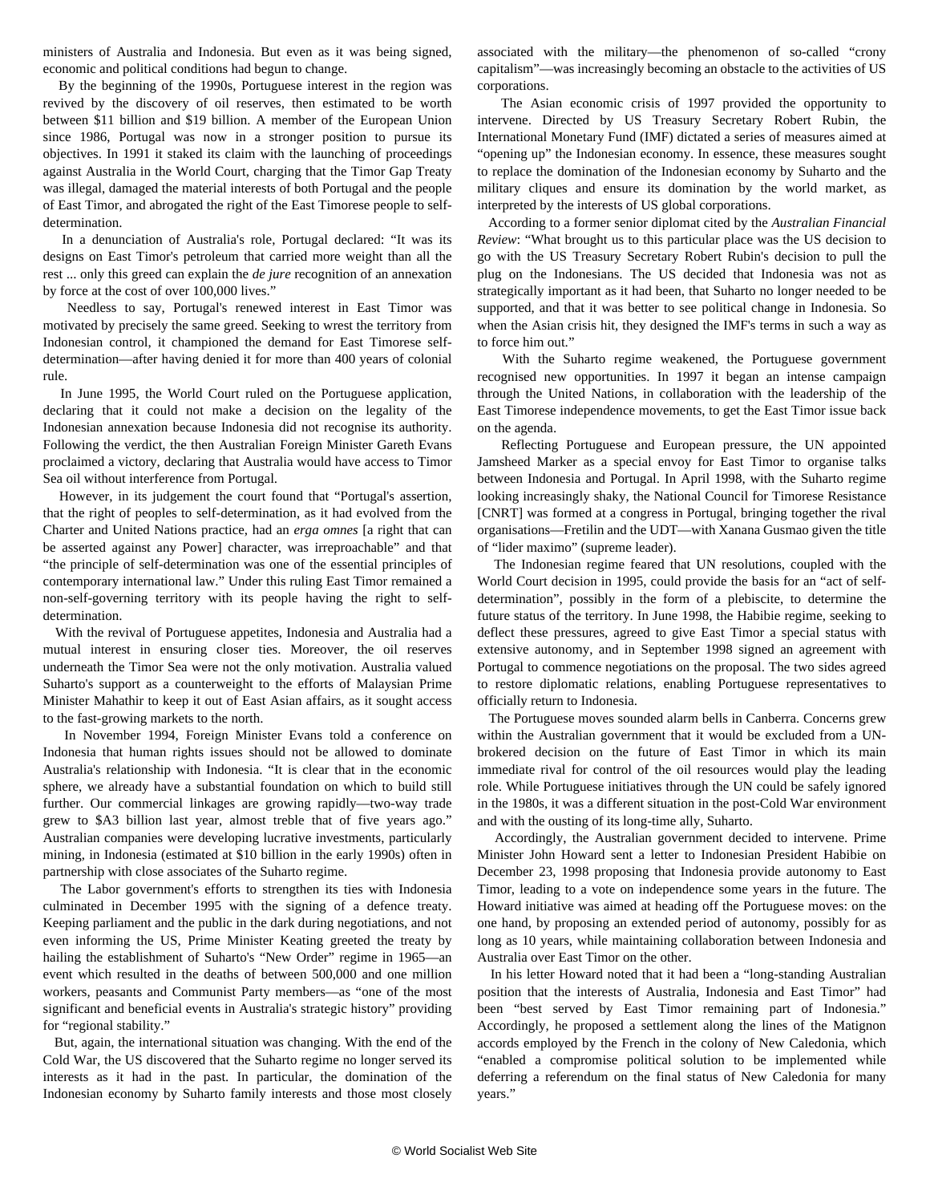ministers of Australia and Indonesia. But even as it was being signed, economic and political conditions had begun to change.

By the beginning of the 1990s, Portuguese interest in the region was revived by the discovery of oil reserves, then estimated to be worth between $11 billion and $19 billion. A member of the European Union since 1986, Portugal was now in a stronger position to pursue its objectives. In 1991 it staked its claim with the launching of proceedings against Australia in the World Court, charging that the Timor Gap Treaty was illegal, damaged the material interests of both Portugal and the people of East Timor, and abrogated the right of the East Timorese people to self-determination.

In a denunciation of Australia's role, Portugal declared: "It was its designs on East Timor's petroleum that carried more weight than all the rest ... only this greed can explain the *de jure* recognition of an annexation by force at the cost of over 100,000 lives."

Needless to say, Portugal's renewed interest in East Timor was motivated by precisely the same greed. Seeking to wrest the territory from Indonesian control, it championed the demand for East Timorese self-determination—after having denied it for more than 400 years of colonial rule.

In June 1995, the World Court ruled on the Portuguese application, declaring that it could not make a decision on the legality of the Indonesian annexation because Indonesia did not recognise its authority. Following the verdict, the then Australian Foreign Minister Gareth Evans proclaimed a victory, declaring that Australia would have access to Timor Sea oil without interference from Portugal.

However, in its judgement the court found that "Portugal's assertion, that the right of peoples to self-determination, as it had evolved from the Charter and United Nations practice, had an *erga omnes* [a right that can be asserted against any Power] character, was irreproachable" and that "the principle of self-determination was one of the essential principles of contemporary international law." Under this ruling East Timor remained a non-self-governing territory with its people having the right to self-determination.

With the revival of Portuguese appetites, Indonesia and Australia had a mutual interest in ensuring closer ties. Moreover, the oil reserves underneath the Timor Sea were not the only motivation. Australia valued Suharto's support as a counterweight to the efforts of Malaysian Prime Minister Mahathir to keep it out of East Asian affairs, as it sought access to the fast-growing markets to the north.

In November 1994, Foreign Minister Evans told a conference on Indonesia that human rights issues should not be allowed to dominate Australia's relationship with Indonesia. "It is clear that in the economic sphere, we already have a substantial foundation on which to build still further. Our commercial linkages are growing rapidly—two-way trade grew to $A3 billion last year, almost treble that of five years ago." Australian companies were developing lucrative investments, particularly mining, in Indonesia (estimated at $10 billion in the early 1990s) often in partnership with close associates of the Suharto regime.

The Labor government's efforts to strengthen its ties with Indonesia culminated in December 1995 with the signing of a defence treaty. Keeping parliament and the public in the dark during negotiations, and not even informing the US, Prime Minister Keating greeted the treaty by hailing the establishment of Suharto's "New Order" regime in 1965—an event which resulted in the deaths of between 500,000 and one million workers, peasants and Communist Party members—as "one of the most significant and beneficial events in Australia's strategic history" providing for "regional stability."

But, again, the international situation was changing. With the end of the Cold War, the US discovered that the Suharto regime no longer served its interests as it had in the past. In particular, the domination of the Indonesian economy by Suharto family interests and those most closely associated with the military—the phenomenon of so-called "crony capitalism"—was increasingly becoming an obstacle to the activities of US corporations.

The Asian economic crisis of 1997 provided the opportunity to intervene. Directed by US Treasury Secretary Robert Rubin, the International Monetary Fund (IMF) dictated a series of measures aimed at "opening up" the Indonesian economy. In essence, these measures sought to replace the domination of the Indonesian economy by Suharto and the military cliques and ensure its domination by the world market, as interpreted by the interests of US global corporations.

According to a former senior diplomat cited by the *Australian Financial Review*: "What brought us to this particular place was the US decision to go with the US Treasury Secretary Robert Rubin's decision to pull the plug on the Indonesians. The US decided that Indonesia was not as strategically important as it had been, that Suharto no longer needed to be supported, and that it was better to see political change in Indonesia. So when the Asian crisis hit, they designed the IMF's terms in such a way as to force him out."

With the Suharto regime weakened, the Portuguese government recognised new opportunities. In 1997 it began an intense campaign through the United Nations, in collaboration with the leadership of the East Timorese independence movements, to get the East Timor issue back on the agenda.

Reflecting Portuguese and European pressure, the UN appointed Jamsheed Marker as a special envoy for East Timor to organise talks between Indonesia and Portugal. In April 1998, with the Suharto regime looking increasingly shaky, the National Council for Timorese Resistance [CNRT] was formed at a congress in Portugal, bringing together the rival organisations—Fretilin and the UDT—with Xanana Gusmao given the title of "lider maximo" (supreme leader).

The Indonesian regime feared that UN resolutions, coupled with the World Court decision in 1995, could provide the basis for an "act of self-determination", possibly in the form of a plebiscite, to determine the future status of the territory. In June 1998, the Habibie regime, seeking to deflect these pressures, agreed to give East Timor a special status with extensive autonomy, and in September 1998 signed an agreement with Portugal to commence negotiations on the proposal. The two sides agreed to restore diplomatic relations, enabling Portuguese representatives to officially return to Indonesia.

The Portuguese moves sounded alarm bells in Canberra. Concerns grew within the Australian government that it would be excluded from a UN-brokered decision on the future of East Timor in which its main immediate rival for control of the oil resources would play the leading role. While Portuguese initiatives through the UN could be safely ignored in the 1980s, it was a different situation in the post-Cold War environment and with the ousting of its long-time ally, Suharto.

Accordingly, the Australian government decided to intervene. Prime Minister John Howard sent a letter to Indonesian President Habibie on December 23, 1998 proposing that Indonesia provide autonomy to East Timor, leading to a vote on independence some years in the future. The Howard initiative was aimed at heading off the Portuguese moves: on the one hand, by proposing an extended period of autonomy, possibly for as long as 10 years, while maintaining collaboration between Indonesia and Australia over East Timor on the other.

In his letter Howard noted that it had been a "long-standing Australian position that the interests of Australia, Indonesia and East Timor" had been "best served by East Timor remaining part of Indonesia." Accordingly, he proposed a settlement along the lines of the Matignon accords employed by the French in the colony of New Caledonia, which "enabled a compromise political solution to be implemented while deferring a referendum on the final status of New Caledonia for many years."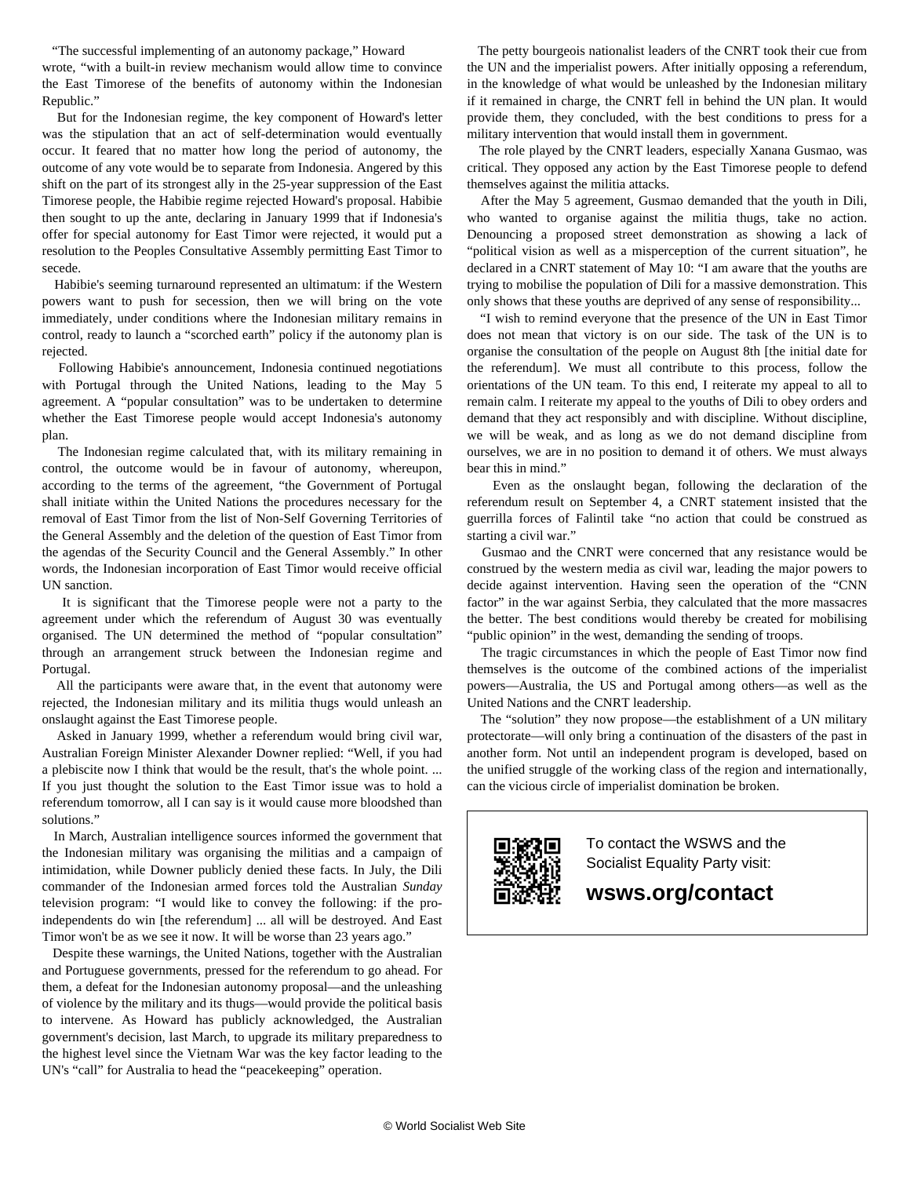"The successful implementing of an autonomy package," Howard wrote, "with a built-in review mechanism would allow time to convince the East Timorese of the benefits of autonomy within the Indonesian Republic."

But for the Indonesian regime, the key component of Howard's letter was the stipulation that an act of self-determination would eventually occur. It feared that no matter how long the period of autonomy, the outcome of any vote would be to separate from Indonesia. Angered by this shift on the part of its strongest ally in the 25-year suppression of the East Timorese people, the Habibie regime rejected Howard's proposal. Habibie then sought to up the ante, declaring in January 1999 that if Indonesia's offer for special autonomy for East Timor were rejected, it would put a resolution to the Peoples Consultative Assembly permitting East Timor to secede.

Habibie's seeming turnaround represented an ultimatum: if the Western powers want to push for secession, then we will bring on the vote immediately, under conditions where the Indonesian military remains in control, ready to launch a "scorched earth" policy if the autonomy plan is rejected.

Following Habibie's announcement, Indonesia continued negotiations with Portugal through the United Nations, leading to the May 5 agreement. A "popular consultation" was to be undertaken to determine whether the East Timorese people would accept Indonesia's autonomy plan.

The Indonesian regime calculated that, with its military remaining in control, the outcome would be in favour of autonomy, whereupon, according to the terms of the agreement, "the Government of Portugal shall initiate within the United Nations the procedures necessary for the removal of East Timor from the list of Non-Self Governing Territories of the General Assembly and the deletion of the question of East Timor from the agendas of the Security Council and the General Assembly." In other words, the Indonesian incorporation of East Timor would receive official UN sanction.

It is significant that the Timorese people were not a party to the agreement under which the referendum of August 30 was eventually organised. The UN determined the method of "popular consultation" through an arrangement struck between the Indonesian regime and Portugal.

All the participants were aware that, in the event that autonomy were rejected, the Indonesian military and its militia thugs would unleash an onslaught against the East Timorese people.

Asked in January 1999, whether a referendum would bring civil war, Australian Foreign Minister Alexander Downer replied: "Well, if you had a plebiscite now I think that would be the result, that's the whole point. ... If you just thought the solution to the East Timor issue was to hold a referendum tomorrow, all I can say is it would cause more bloodshed than solutions."

In March, Australian intelligence sources informed the government that the Indonesian military was organising the militias and a campaign of intimidation, while Downer publicly denied these facts. In July, the Dili commander of the Indonesian armed forces told the Australian *Sunday* television program: "I would like to convey the following: if the pro-independents do win [the referendum] ... all will be destroyed. And East Timor won't be as we see it now. It will be worse than 23 years ago."

Despite these warnings, the United Nations, together with the Australian and Portuguese governments, pressed for the referendum to go ahead. For them, a defeat for the Indonesian autonomy proposal—and the unleashing of violence by the military and its thugs—would provide the political basis to intervene. As Howard has publicly acknowledged, the Australian government's decision, last March, to upgrade its military preparedness to the highest level since the Vietnam War was the key factor leading to the UN's "call" for Australia to head the "peacekeeping" operation.

The petty bourgeois nationalist leaders of the CNRT took their cue from the UN and the imperialist powers. After initially opposing a referendum, in the knowledge of what would be unleashed by the Indonesian military if it remained in charge, the CNRT fell in behind the UN plan. It would provide them, they concluded, with the best conditions to press for a military intervention that would install them in government.

The role played by the CNRT leaders, especially Xanana Gusmao, was critical. They opposed any action by the East Timorese people to defend themselves against the militia attacks.

After the May 5 agreement, Gusmao demanded that the youth in Dili, who wanted to organise against the militia thugs, take no action. Denouncing a proposed street demonstration as showing a lack of "political vision as well as a misperception of the current situation", he declared in a CNRT statement of May 10: "I am aware that the youths are trying to mobilise the population of Dili for a massive demonstration. This only shows that these youths are deprived of any sense of responsibility...

"I wish to remind everyone that the presence of the UN in East Timor does not mean that victory is on our side. The task of the UN is to organise the consultation of the people on August 8th [the initial date for the referendum]. We must all contribute to this process, follow the orientations of the UN team. To this end, I reiterate my appeal to all to remain calm. I reiterate my appeal to the youths of Dili to obey orders and demand that they act responsibly and with discipline. Without discipline, we will be weak, and as long as we do not demand discipline from ourselves, we are in no position to demand it of others. We must always bear this in mind."

Even as the onslaught began, following the declaration of the referendum result on September 4, a CNRT statement insisted that the guerrilla forces of Falintil take "no action that could be construed as starting a civil war."

Gusmao and the CNRT were concerned that any resistance would be construed by the western media as civil war, leading the major powers to decide against intervention. Having seen the operation of the "CNN factor" in the war against Serbia, they calculated that the more massacres the better. The best conditions would thereby be created for mobilising "public opinion" in the west, demanding the sending of troops.

The tragic circumstances in which the people of East Timor now find themselves is the outcome of the combined actions of the imperialist powers—Australia, the US and Portugal among others—as well as the United Nations and the CNRT leadership.

The "solution" they now propose—the establishment of a UN military protectorate—will only bring a continuation of the disasters of the past in another form. Not until an independent program is developed, based on the unified struggle of the working class of the region and internationally, can the vicious circle of imperialist domination be broken.

To contact the WSWS and the Socialist Equality Party visit:

**wsws.org/contact**